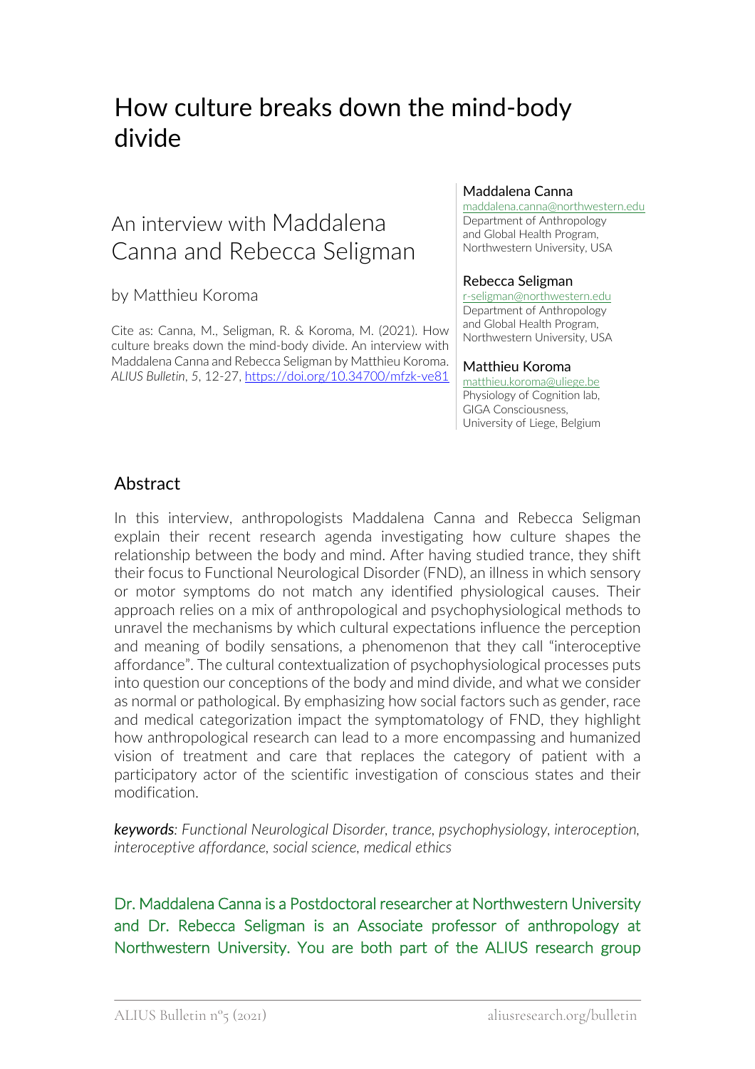# How culture breaks down the mind-body divide

## An interview with Maddalena Canna and Rebecca Seligman

by Matthieu Koroma

Cite as: Canna, M., Seligman, R. & Koroma, M. (2021). How culture breaks down the mind-body divide. An interview with Maddalena Canna and Rebecca Seligman by Matthieu Koroma. *ALIUS Bulletin*, *5*, 12-27, https://doi.org/10.34700/mfzk-ve81

**Maddalena Canna**
maddalena.canna@northwestern.edu
Department of Anthropology and Global Health Program, Northwestern University, USA

**Rebecca Seligman**
r-seligman@northwestern.edu
Department of Anthropology and Global Health Program, Northwestern University, USA

**Matthieu Koroma**
matthieu.koroma@uliege.be
Physiology of Cognition lab, GIGA Consciousness, University of Liege, Belgium

## Abstract

In this interview, anthropologists Maddalena Canna and Rebecca Seligman explain their recent research agenda investigating how culture shapes the relationship between the body and mind. After having studied trance, they shift their focus to Functional Neurological Disorder (FND), an illness in which sensory or motor symptoms do not match any identified physiological causes. Their approach relies on a mix of anthropological and psychophysiological methods to unravel the mechanisms by which cultural expectations influence the perception and meaning of bodily sensations, a phenomenon that they call "interoceptive affordance". The cultural contextualization of psychophysiological processes puts into question our conceptions of the body and mind divide, and what we consider as normal or pathological. By emphasizing how social factors such as gender, race and medical categorization impact the symptomatology of FND, they highlight how anthropological research can lead to a more encompassing and humanized vision of treatment and care that replaces the category of patient with a participatory actor of the scientific investigation of conscious states and their modification.

***keywords***: *Functional Neurological Disorder, trance, psychophysiology, interoception, interoceptive affordance, social science, medical ethics*

Dr. Maddalena Canna is a Postdoctoral researcher at Northwestern University and Dr. Rebecca Seligman is an Associate professor of anthropology at Northwestern University. You are both part of the ALIUS research group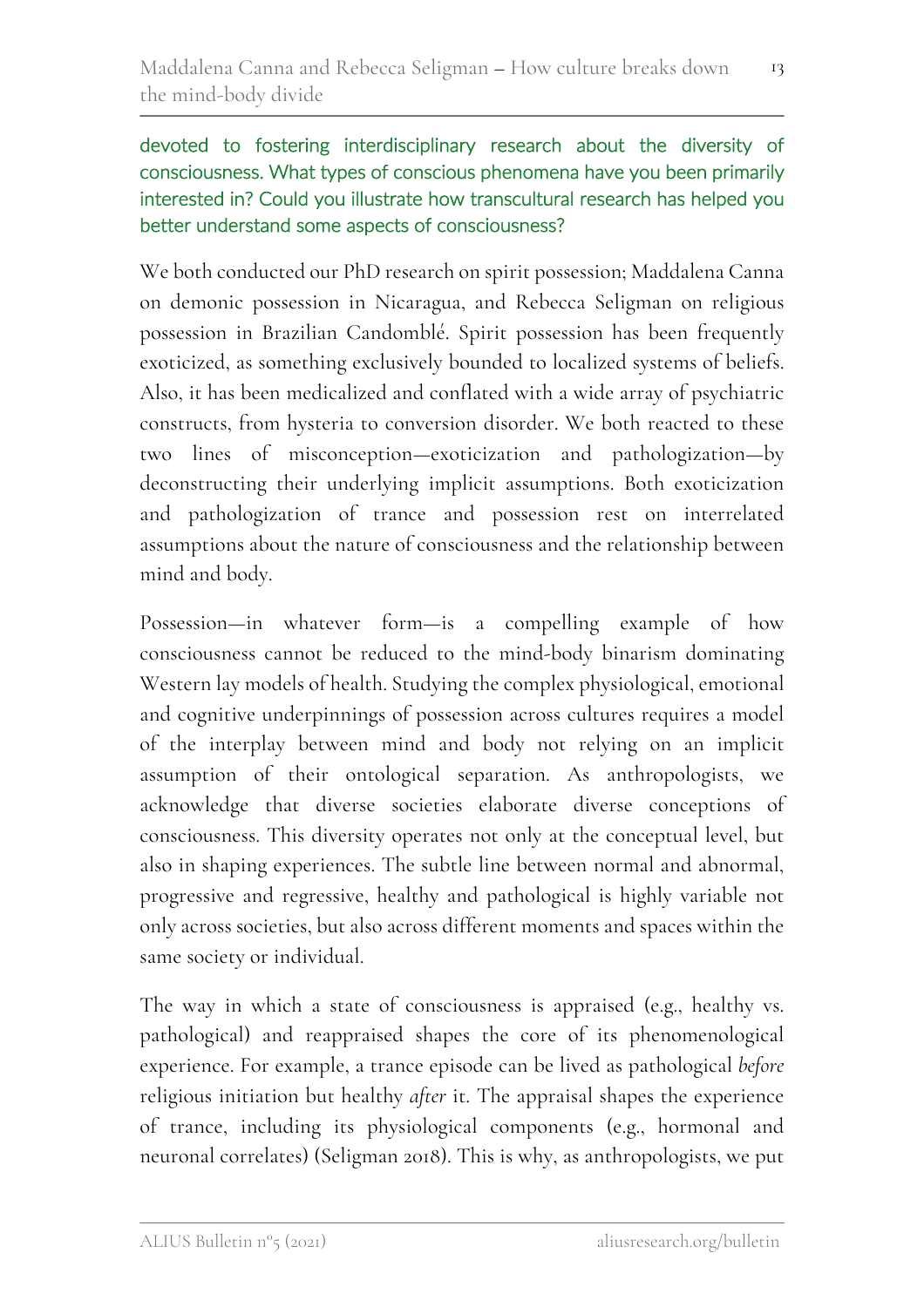devoted to fostering interdisciplinary research about the diversity of consciousness. What types of conscious phenomena have you been primarily interested in? Could you illustrate how transcultural research has helped you better understand some aspects of consciousness?

We both conducted our PhD research on spirit possession; Maddalena Canna on demonic possession in Nicaragua, and Rebecca Seligman on religious possession in Brazilian Candomblé. Spirit possession has been frequently exoticized, as something exclusively bounded to localized systems of beliefs. Also, it has been medicalized and conflated with a wide array of psychiatric constructs, from hysteria to conversion disorder. We both reacted to these two lines of misconception—exoticization and pathologization—by deconstructing their underlying implicit assumptions. Both exoticization and pathologization of trance and possession rest on interrelated assumptions about the nature of consciousness and the relationship between mind and body.

Possession—in whatever form—is a compelling example of how consciousness cannot be reduced to the mind-body binarism dominating Western lay models of health. Studying the complex physiological, emotional and cognitive underpinnings of possession across cultures requires a model of the interplay between mind and body not relying on an implicit assumption of their ontological separation. As anthropologists, we acknowledge that diverse societies elaborate diverse conceptions of consciousness. This diversity operates not only at the conceptual level, but also in shaping experiences. The subtle line between normal and abnormal, progressive and regressive, healthy and pathological is highly variable not only across societies, but also across different moments and spaces within the same society or individual.

The way in which a state of consciousness is appraised (e.g., healthy vs. pathological) and reappraised shapes the core of its phenomenological experience. For example, a trance episode can be lived as pathological *before* religious initiation but healthy *after* it. The appraisal shapes the experience of trance, including its physiological components (e.g., hormonal and neuronal correlates) (Seligman 2018). This is why, as anthropologists, we put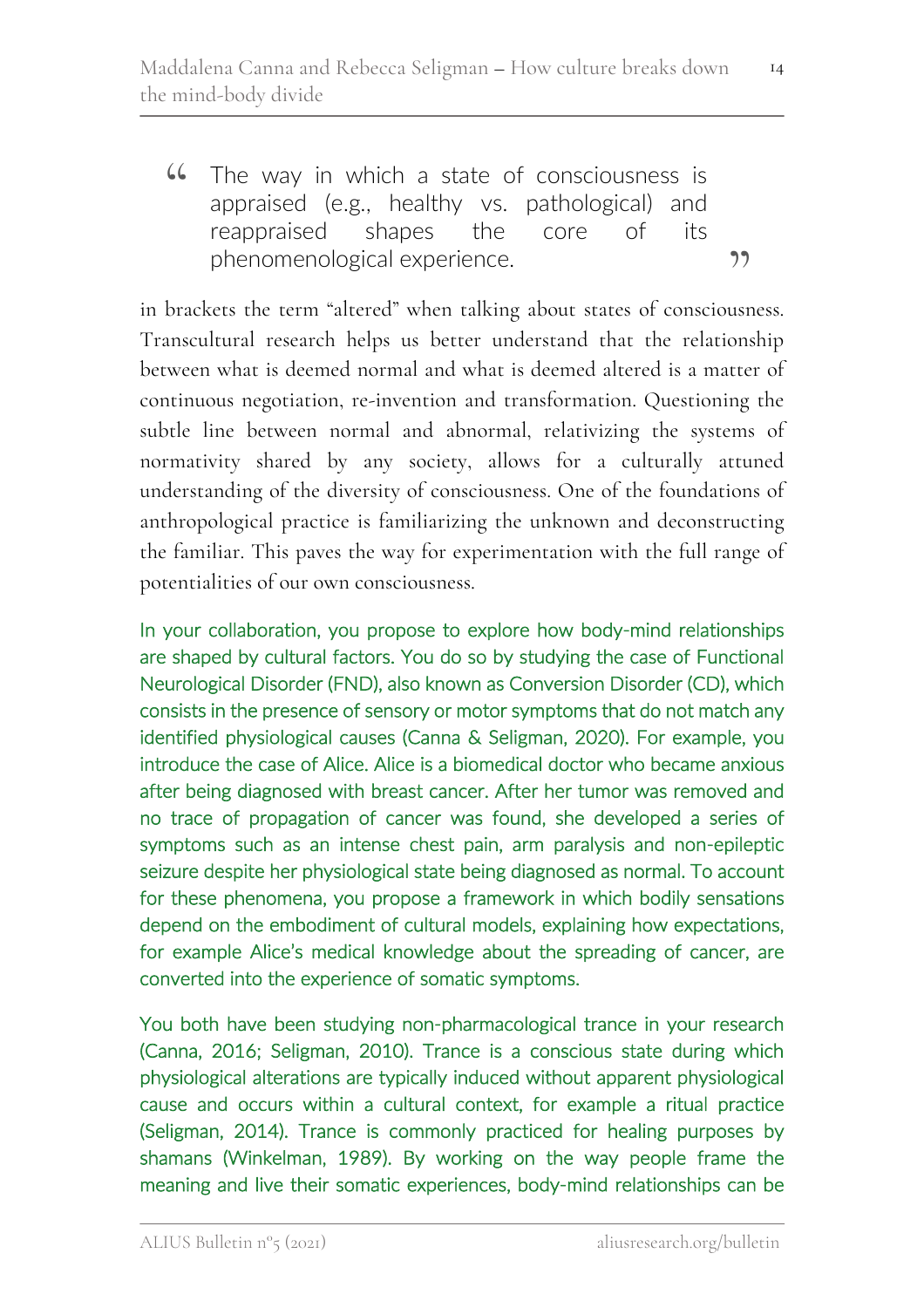> The way in which a state of consciousness is appraised (e.g., healthy vs. pathological) and reappraised shapes the core of its phenomenological experience.

in brackets the term "altered" when talking about states of consciousness. Transcultural research helps us better understand that the relationship between what is deemed normal and what is deemed altered is a matter of continuous negotiation, re-invention and transformation. Questioning the subtle line between normal and abnormal, relativizing the systems of normativity shared by any society, allows for a culturally attuned understanding of the diversity of consciousness. One of the foundations of anthropological practice is familiarizing the unknown and deconstructing the familiar. This paves the way for experimentation with the full range of potentialities of our own consciousness.

In your collaboration, you propose to explore how body-mind relationships are shaped by cultural factors. You do so by studying the case of Functional Neurological Disorder (FND), also known as Conversion Disorder (CD), which consists in the presence of sensory or motor symptoms that do not match any identified physiological causes (Canna & Seligman, 2020). For example, you introduce the case of Alice. Alice is a biomedical doctor who became anxious after being diagnosed with breast cancer. After her tumor was removed and no trace of propagation of cancer was found, she developed a series of symptoms such as an intense chest pain, arm paralysis and non-epileptic seizure despite her physiological state being diagnosed as normal. To account for these phenomena, you propose a framework in which bodily sensations depend on the embodiment of cultural models, explaining how expectations, for example Alice's medical knowledge about the spreading of cancer, are converted into the experience of somatic symptoms.

You both have been studying non-pharmacological trance in your research (Canna, 2016; Seligman, 2010). Trance is a conscious state during which physiological alterations are typically induced without apparent physiological cause and occurs within a cultural context, for example a ritual practice (Seligman, 2014). Trance is commonly practiced for healing purposes by shamans (Winkelman, 1989). By working on the way people frame the meaning and live their somatic experiences, body-mind relationships can be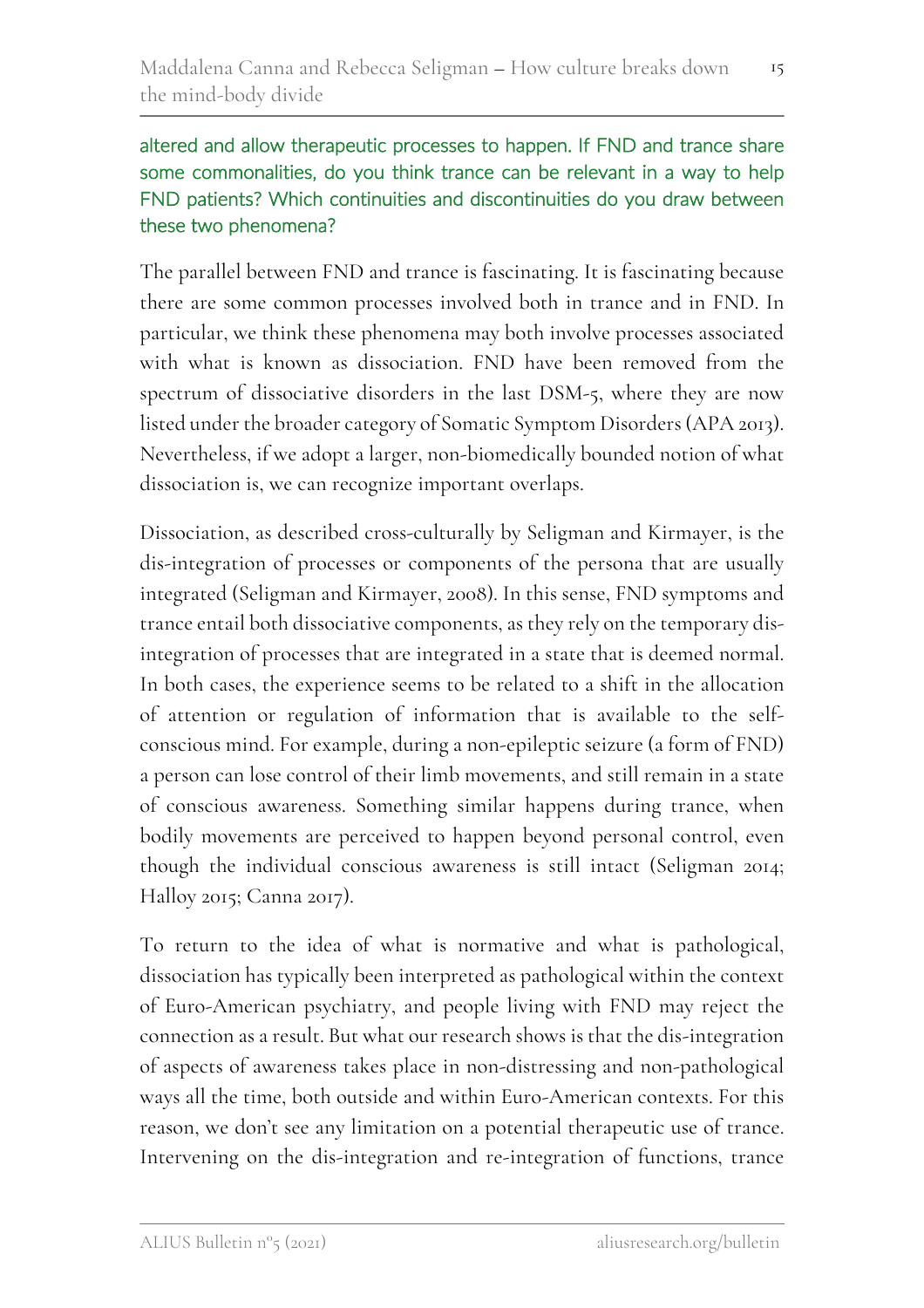**altered and allow therapeutic processes to happen. If FND and trance share some commonalities, do you think trance can be relevant in a way to help FND patients? Which continuities and discontinuities do you draw between these two phenomena?**

The parallel between FND and trance is fascinating. It is fascinating because there are some common processes involved both in trance and in FND. In particular, we think these phenomena may both involve processes associated with what is known as dissociation. FND have been removed from the spectrum of dissociative disorders in the last DSM-5, where they are now listed under the broader category of Somatic Symptom Disorders (APA 2013). Nevertheless, if we adopt a larger, non-biomedically bounded notion of what dissociation is, we can recognize important overlaps.

Dissociation, as described cross-culturally by Seligman and Kirmayer, is the dis-integration of processes or components of the persona that are usually integrated (Seligman and Kirmayer, 2008). In this sense, FND symptoms and trance entail both dissociative components, as they rely on the temporary dis-integration of processes that are integrated in a state that is deemed normal. In both cases, the experience seems to be related to a shift in the allocation of attention or regulation of information that is available to the self-conscious mind. For example, during a non-epileptic seizure (a form of FND) a person can lose control of their limb movements, and still remain in a state of conscious awareness. Something similar happens during trance, when bodily movements are perceived to happen beyond personal control, even though the individual conscious awareness is still intact (Seligman 2014; Halloy 2015; Canna 2017).

To return to the idea of what is normative and what is pathological, dissociation has typically been interpreted as pathological within the context of Euro-American psychiatry, and people living with FND may reject the connection as a result. But what our research shows is that the dis-integration of aspects of awareness takes place in non-distressing and non-pathological ways all the time, both outside and within Euro-American contexts. For this reason, we don't see any limitation on a potential therapeutic use of trance. Intervening on the dis-integration and re-integration of functions, trance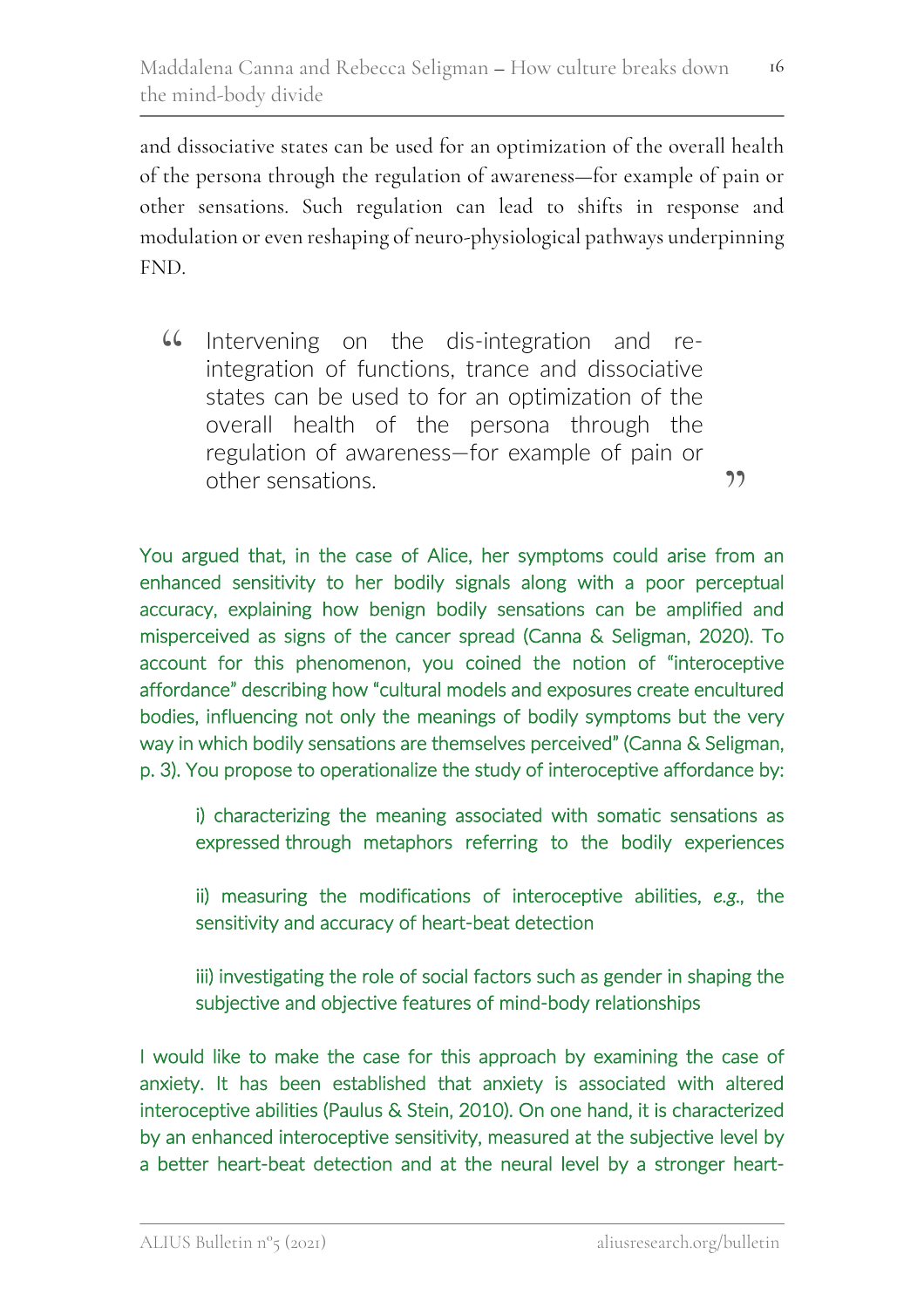and dissociative states can be used for an optimization of the overall health of the persona through the regulation of awareness—for example of pain or other sensations. Such regulation can lead to shifts in response and modulation or even reshaping of neuro-physiological pathways underpinning FND.

> "Intervening on the dis-integration and re-integration of functions, trance and dissociative states can be used to for an optimization of the overall health of the persona through the regulation of awareness—for example of pain or other sensations."

You argued that, in the case of Alice, her symptoms could arise from an enhanced sensitivity to her bodily signals along with a poor perceptual accuracy, explaining how benign bodily sensations can be amplified and misperceived as signs of the cancer spread (Canna & Seligman, 2020). To account for this phenomenon, you coined the notion of "interoceptive affordance" describing how "cultural models and exposures create encultured bodies, influencing not only the meanings of bodily symptoms but the very way in which bodily sensations are themselves perceived" (Canna & Seligman, p. 3). You propose to operationalize the study of interoceptive affordance by:

i) characterizing the meaning associated with somatic sensations as expressed through metaphors referring to the bodily experiences

ii) measuring the modifications of interoceptive abilities, *e.g.*, the sensitivity and accuracy of heart-beat detection

iii) investigating the role of social factors such as gender in shaping the subjective and objective features of mind-body relationships

I would like to make the case for this approach by examining the case of anxiety. It has been established that anxiety is associated with altered interoceptive abilities (Paulus & Stein, 2010). On one hand, it is characterized by an enhanced interoceptive sensitivity, measured at the subjective level by a better heart-beat detection and at the neural level by a stronger heart-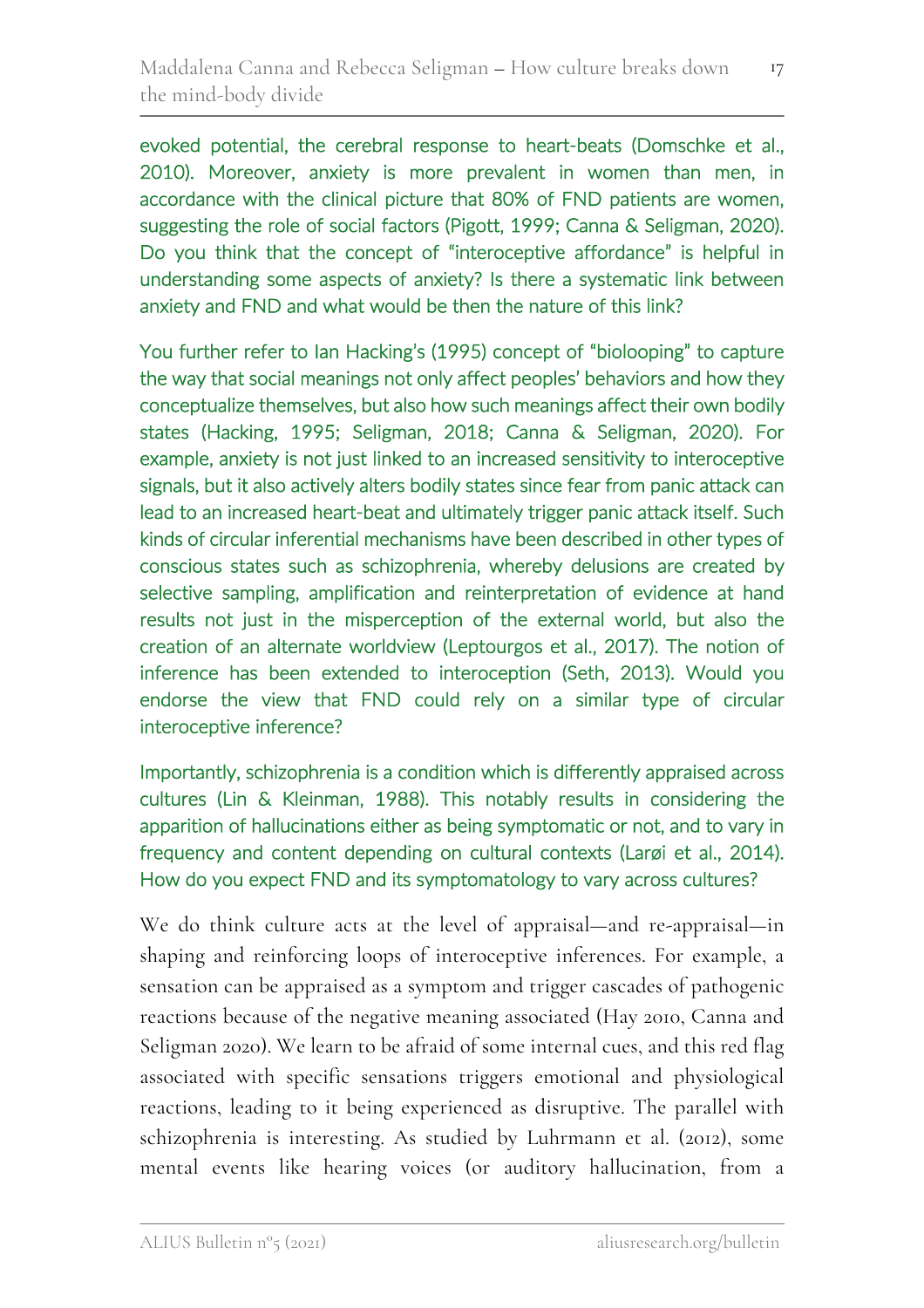evoked potential, the cerebral response to heart-beats (Domschke et al., 2010). Moreover, anxiety is more prevalent in women than men, in accordance with the clinical picture that 80% of FND patients are women, suggesting the role of social factors (Pigott, 1999; Canna & Seligman, 2020). Do you think that the concept of "interoceptive affordance" is helpful in understanding some aspects of anxiety? Is there a systematic link between anxiety and FND and what would be then the nature of this link?

You further refer to Ian Hacking's (1995) concept of "biolooping" to capture the way that social meanings not only affect peoples' behaviors and how they conceptualize themselves, but also how such meanings affect their own bodily states (Hacking, 1995; Seligman, 2018; Canna & Seligman, 2020). For example, anxiety is not just linked to an increased sensitivity to interoceptive signals, but it also actively alters bodily states since fear from panic attack can lead to an increased heart-beat and ultimately trigger panic attack itself. Such kinds of circular inferential mechanisms have been described in other types of conscious states such as schizophrenia, whereby delusions are created by selective sampling, amplification and reinterpretation of evidence at hand results not just in the misperception of the external world, but also the creation of an alternate worldview (Leptourgos et al., 2017). The notion of inference has been extended to interoception (Seth, 2013). Would you endorse the view that FND could rely on a similar type of circular interoceptive inference?

Importantly, schizophrenia is a condition which is differently appraised across cultures (Lin & Kleinman, 1988). This notably results in considering the apparition of hallucinations either as being symptomatic or not, and to vary in frequency and content depending on cultural contexts (Larøi et al., 2014). How do you expect FND and its symptomatology to vary across cultures?

We do think culture acts at the level of appraisal—and re-appraisal—in shaping and reinforcing loops of interoceptive inferences. For example, a sensation can be appraised as a symptom and trigger cascades of pathogenic reactions because of the negative meaning associated (Hay 2010, Canna and Seligman 2020). We learn to be afraid of some internal cues, and this red flag associated with specific sensations triggers emotional and physiological reactions, leading to it being experienced as disruptive. The parallel with schizophrenia is interesting. As studied by Luhrmann et al. (2012), some mental events like hearing voices (or auditory hallucination, from a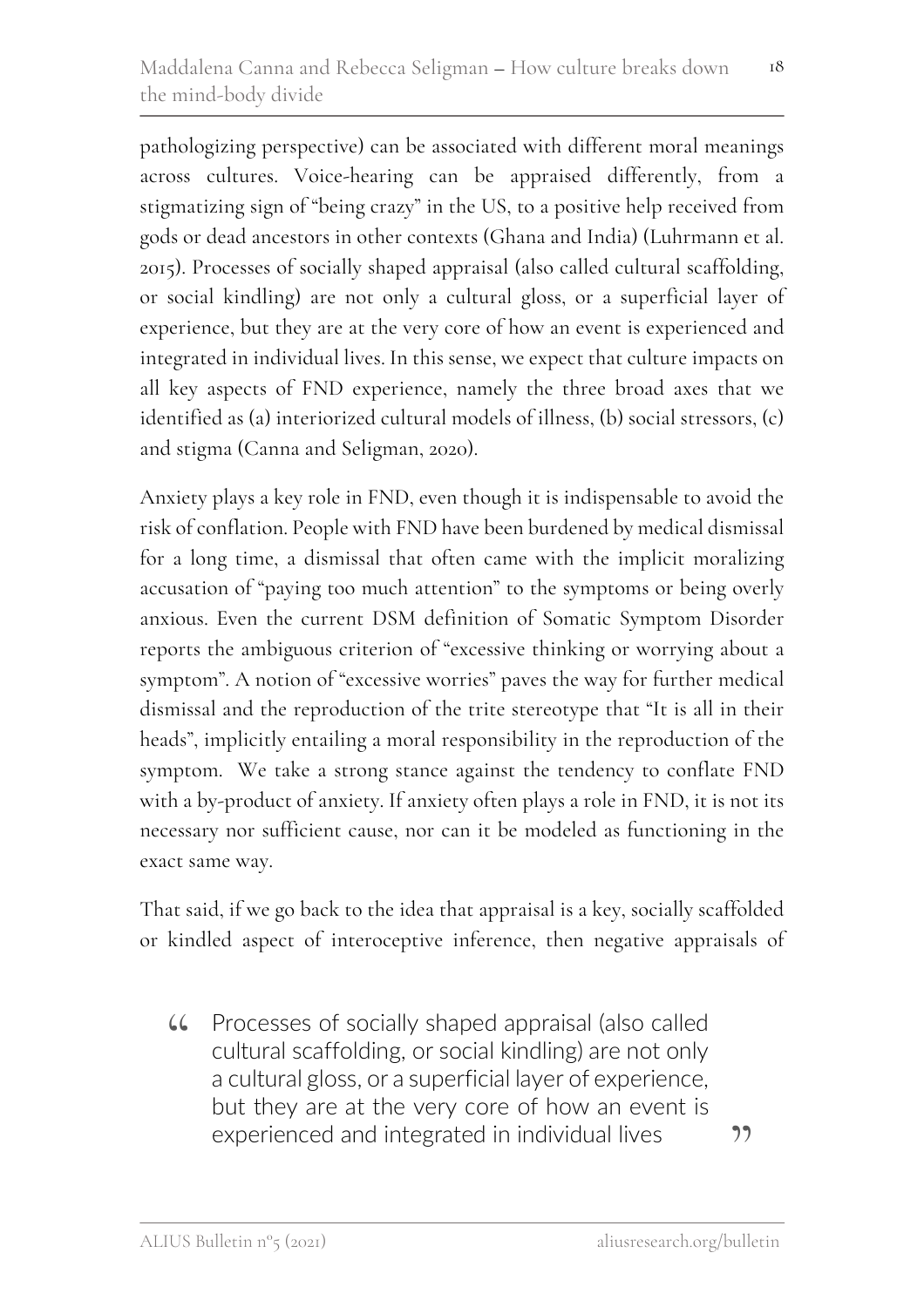pathologizing perspective) can be associated with different moral meanings across cultures. Voice-hearing can be appraised differently, from a stigmatizing sign of "being crazy" in the US, to a positive help received from gods or dead ancestors in other contexts (Ghana and India) (Luhrmann et al. 2015). Processes of socially shaped appraisal (also called cultural scaffolding, or social kindling) are not only a cultural gloss, or a superficial layer of experience, but they are at the very core of how an event is experienced and integrated in individual lives. In this sense, we expect that culture impacts on all key aspects of FND experience, namely the three broad axes that we identified as (a) interiorized cultural models of illness, (b) social stressors, (c) and stigma (Canna and Seligman, 2020).

Anxiety plays a key role in FND, even though it is indispensable to avoid the risk of conflation. People with FND have been burdened by medical dismissal for a long time, a dismissal that often came with the implicit moralizing accusation of "paying too much attention" to the symptoms or being overly anxious. Even the current DSM definition of Somatic Symptom Disorder reports the ambiguous criterion of "excessive thinking or worrying about a symptom". A notion of "excessive worries" paves the way for further medical dismissal and the reproduction of the trite stereotype that "It is all in their heads", implicitly entailing a moral responsibility in the reproduction of the symptom. We take a strong stance against the tendency to conflate FND with a by-product of anxiety. If anxiety often plays a role in FND, it is not its necessary nor sufficient cause, nor can it be modeled as functioning in the exact same way.

That said, if we go back to the idea that appraisal is a key, socially scaffolded or kindled aspect of interoceptive inference, then negative appraisals of

> "Processes of socially shaped appraisal (also called cultural scaffolding, or social kindling) are not only a cultural gloss, or a superficial layer of experience, but they are at the very core of how an event is experienced and integrated in individual lives"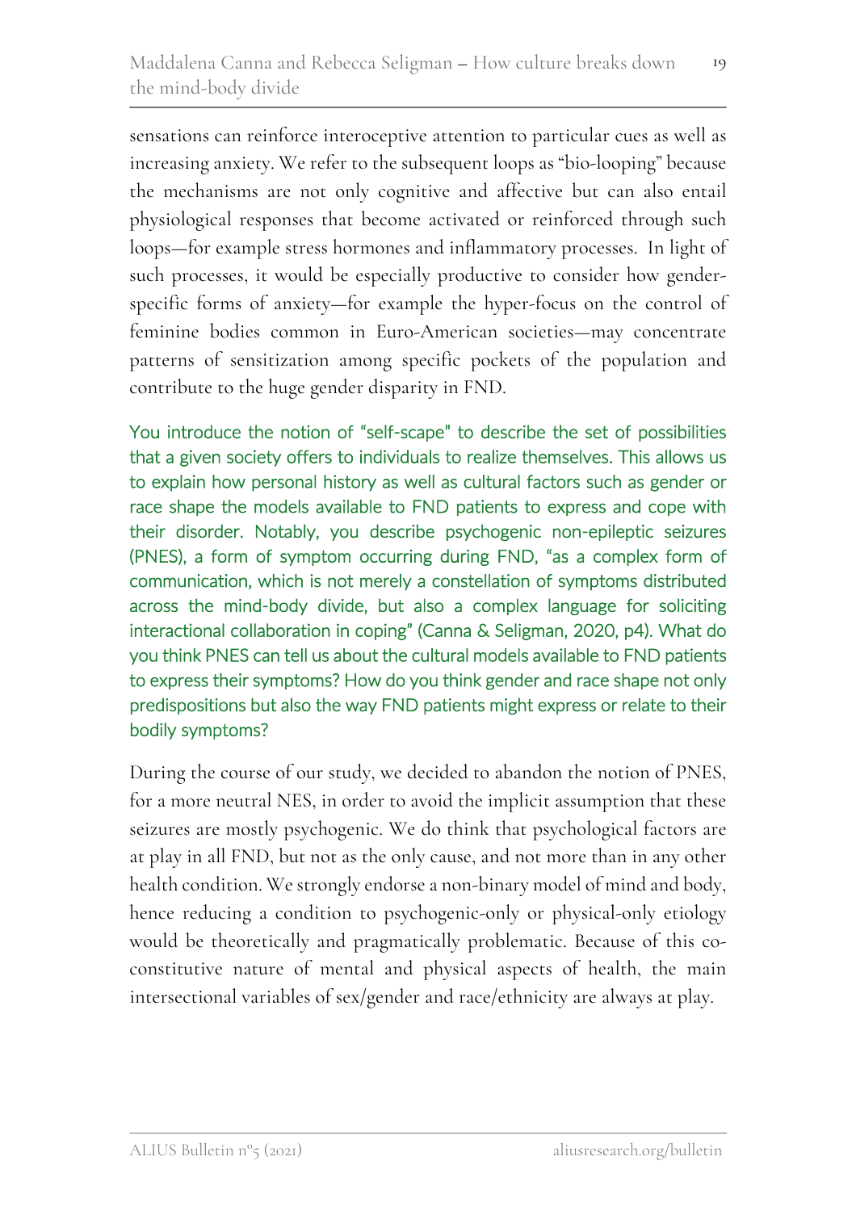sensations can reinforce interoceptive attention to particular cues as well as increasing anxiety. We refer to the subsequent loops as "bio-looping" because the mechanisms are not only cognitive and affective but can also entail physiological responses that become activated or reinforced through such loops—for example stress hormones and inflammatory processes. In light of such processes, it would be especially productive to consider how gender-specific forms of anxiety—for example the hyper-focus on the control of feminine bodies common in Euro-American societies—may concentrate patterns of sensitization among specific pockets of the population and contribute to the huge gender disparity in FND.

You introduce the notion of "self-scape" to describe the set of possibilities that a given society offers to individuals to realize themselves. This allows us to explain how personal history as well as cultural factors such as gender or race shape the models available to FND patients to express and cope with their disorder. Notably, you describe psychogenic non-epileptic seizures (PNES), a form of symptom occurring during FND, "as a complex form of communication, which is not merely a constellation of symptoms distributed across the mind-body divide, but also a complex language for soliciting interactional collaboration in coping" (Canna & Seligman, 2020, p4). What do you think PNES can tell us about the cultural models available to FND patients to express their symptoms? How do you think gender and race shape not only predispositions but also the way FND patients might express or relate to their bodily symptoms?

During the course of our study, we decided to abandon the notion of PNES, for a more neutral NES, in order to avoid the implicit assumption that these seizures are mostly psychogenic. We do think that psychological factors are at play in all FND, but not as the only cause, and not more than in any other health condition. We strongly endorse a non-binary model of mind and body, hence reducing a condition to psychogenic-only or physical-only etiology would be theoretically and pragmatically problematic. Because of this co-constitutive nature of mental and physical aspects of health, the main intersectional variables of sex/gender and race/ethnicity are always at play.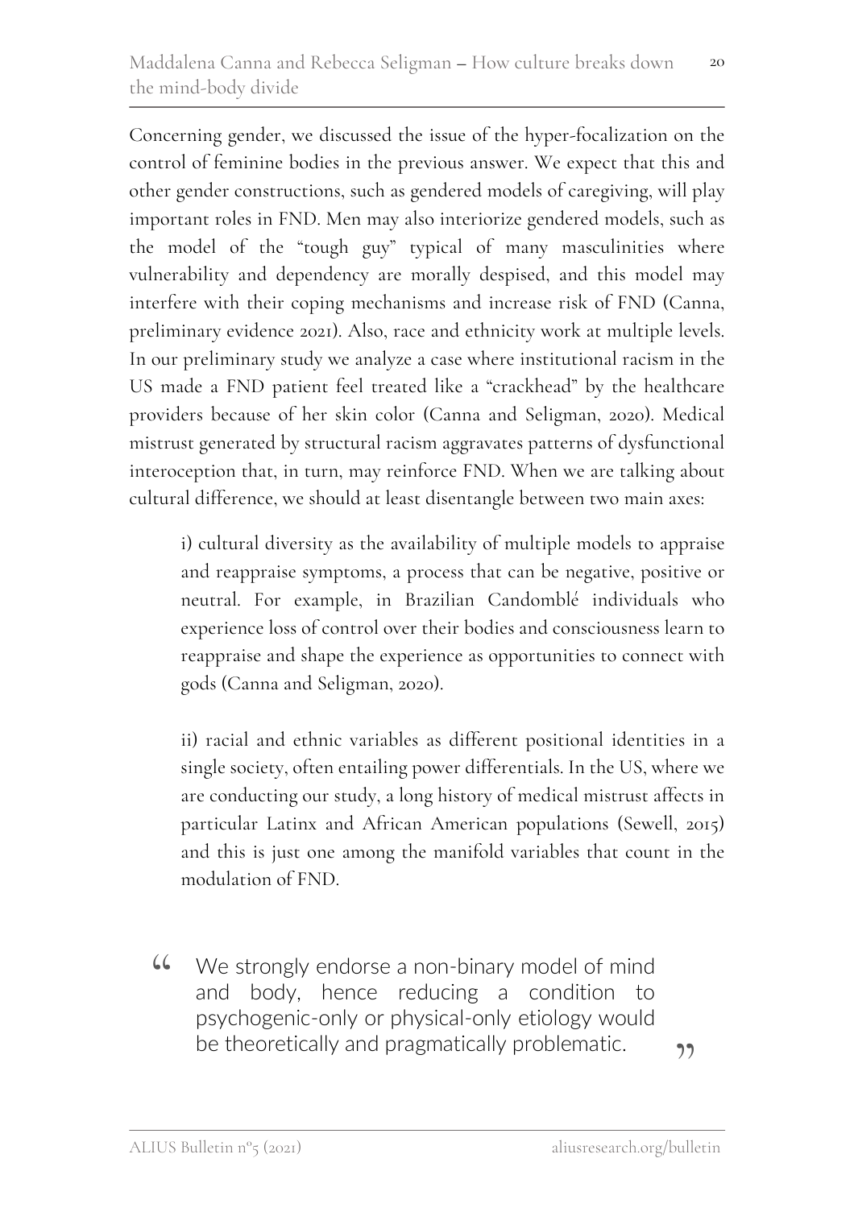Concerning gender, we discussed the issue of the hyper-focalization on the control of feminine bodies in the previous answer. We expect that this and other gender constructions, such as gendered models of caregiving, will play important roles in FND. Men may also interiorize gendered models, such as the model of the "tough guy" typical of many masculinities where vulnerability and dependency are morally despised, and this model may interfere with their coping mechanisms and increase risk of FND (Canna, preliminary evidence 2021). Also, race and ethnicity work at multiple levels. In our preliminary study we analyze a case where institutional racism in the US made a FND patient feel treated like a "crackhead" by the healthcare providers because of her skin color (Canna and Seligman, 2020). Medical mistrust generated by structural racism aggravates patterns of dysfunctional interoception that, in turn, may reinforce FND. When we are talking about cultural difference, we should at least disentangle between two main axes:

> i) cultural diversity as the availability of multiple models to appraise and reappraise symptoms, a process that can be negative, positive or neutral. For example, in Brazilian Candomblé individuals who experience loss of control over their bodies and consciousness learn to reappraise and shape the experience as opportunities to connect with gods (Canna and Seligman, 2020).
>
> ii) racial and ethnic variables as different positional identities in a single society, often entailing power differentials. In the US, where we are conducting our study, a long history of medical mistrust affects in particular Latinx and African American populations (Sewell, 2015) and this is just one among the manifold variables that count in the modulation of FND.

"We strongly endorse a non-binary model of mind and body, hence reducing a condition to psychogenic-only or physical-only etiology would be theoretically and pragmatically problematic."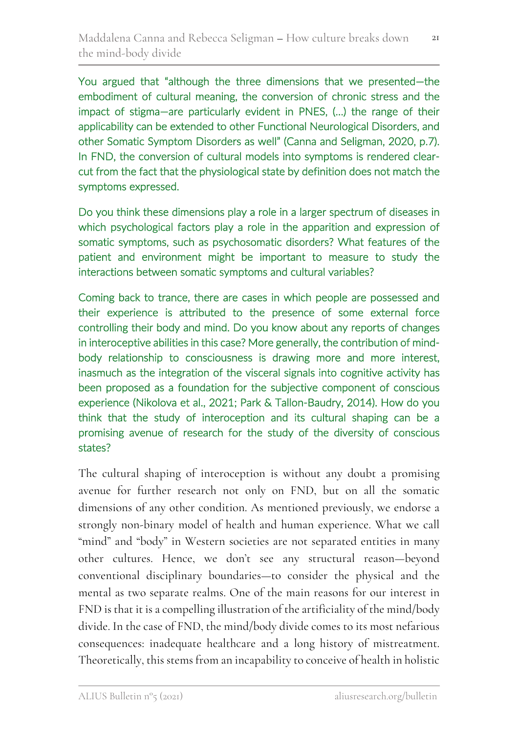You argued that "although the three dimensions that we presented—the embodiment of cultural meaning, the conversion of chronic stress and the impact of stigma—are particularly evident in PNES, (…) the range of their applicability can be extended to other Functional Neurological Disorders, and other Somatic Symptom Disorders as well" (Canna and Seligman, 2020, p.7). In FND, the conversion of cultural models into symptoms is rendered clear-cut from the fact that the physiological state by definition does not match the symptoms expressed.

Do you think these dimensions play a role in a larger spectrum of diseases in which psychological factors play a role in the apparition and expression of somatic symptoms, such as psychosomatic disorders? What features of the patient and environment might be important to measure to study the interactions between somatic symptoms and cultural variables?

Coming back to trance, there are cases in which people are possessed and their experience is attributed to the presence of some external force controlling their body and mind. Do you know about any reports of changes in interoceptive abilities in this case? More generally, the contribution of mind-body relationship to consciousness is drawing more and more interest, inasmuch as the integration of the visceral signals into cognitive activity has been proposed as a foundation for the subjective component of conscious experience (Nikolova et al., 2021; Park & Tallon-Baudry, 2014). How do you think that the study of interoception and its cultural shaping can be a promising avenue of research for the study of the diversity of conscious states?

The cultural shaping of interoception is without any doubt a promising avenue for further research not only on FND, but on all the somatic dimensions of any other condition. As mentioned previously, we endorse a strongly non-binary model of health and human experience. What we call "mind" and "body" in Western societies are not separated entities in many other cultures. Hence, we don't see any structural reason—beyond conventional disciplinary boundaries—to consider the physical and the mental as two separate realms. One of the main reasons for our interest in FND is that it is a compelling illustration of the artificiality of the mind/body divide. In the case of FND, the mind/body divide comes to its most nefarious consequences: inadequate healthcare and a long history of mistreatment. Theoretically, this stems from an incapability to conceive of health in holistic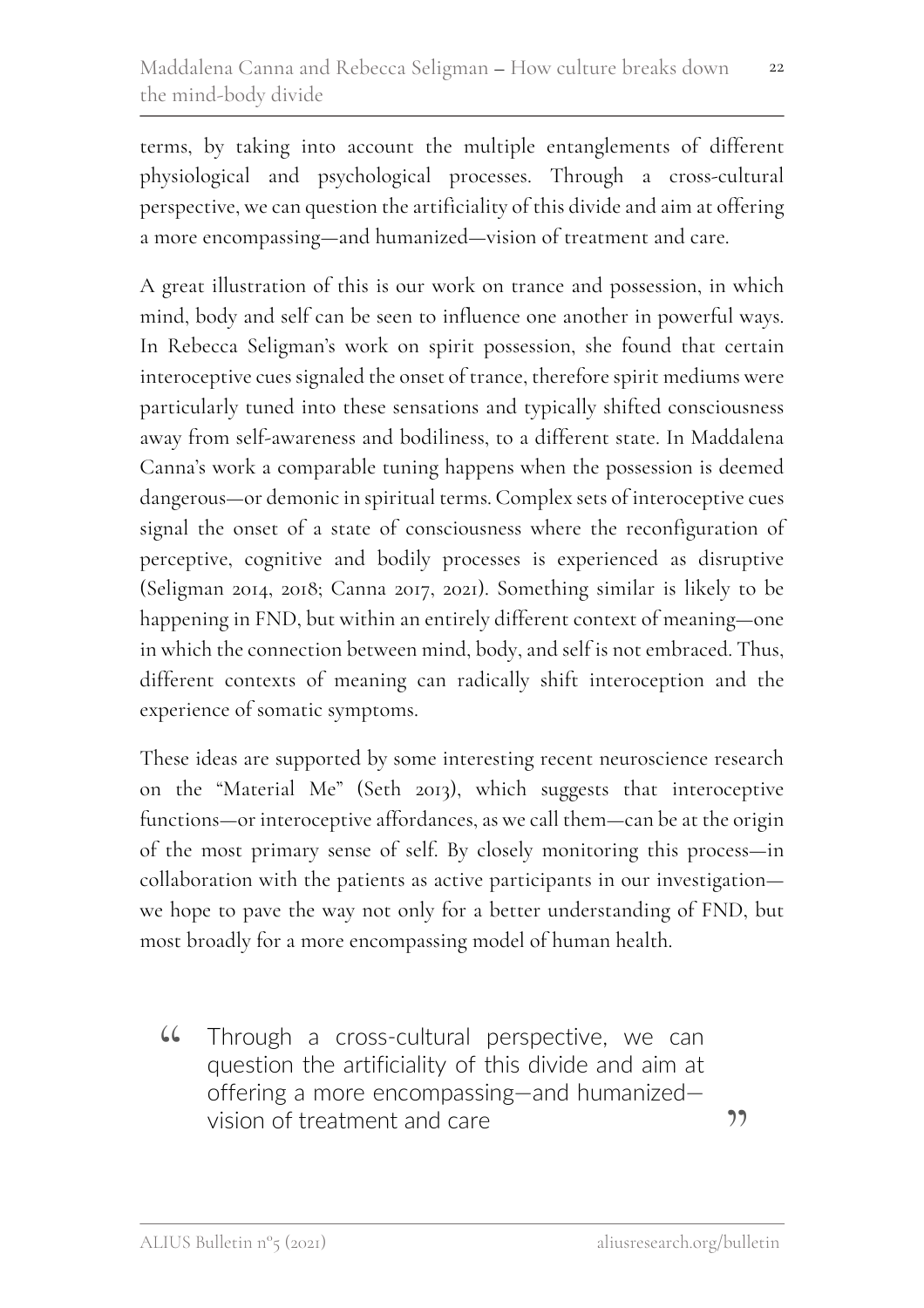terms, by taking into account the multiple entanglements of different physiological and psychological processes. Through a cross-cultural perspective, we can question the artificiality of this divide and aim at offering a more encompassing—and humanized—vision of treatment and care.

A great illustration of this is our work on trance and possession, in which mind, body and self can be seen to influence one another in powerful ways. In Rebecca Seligman's work on spirit possession, she found that certain interoceptive cues signaled the onset of trance, therefore spirit mediums were particularly tuned into these sensations and typically shifted consciousness away from self-awareness and bodiliness, to a different state. In Maddalena Canna's work a comparable tuning happens when the possession is deemed dangerous—or demonic in spiritual terms. Complex sets of interoceptive cues signal the onset of a state of consciousness where the reconfiguration of perceptive, cognitive and bodily processes is experienced as disruptive (Seligman 2014, 2018; Canna 2017, 2021). Something similar is likely to be happening in FND, but within an entirely different context of meaning—one in which the connection between mind, body, and self is not embraced. Thus, different contexts of meaning can radically shift interoception and the experience of somatic symptoms.

These ideas are supported by some interesting recent neuroscience research on the "Material Me" (Seth 2013), which suggests that interoceptive functions—or interoceptive affordances, as we call them—can be at the origin of the most primary sense of self. By closely monitoring this process—in collaboration with the patients as active participants in our investigation—we hope to pave the way not only for a better understanding of FND, but most broadly for a more encompassing model of human health.

> "Through a cross-cultural perspective, we can question the artificiality of this divide and aim at offering a more encompassing—and humanized—vision of treatment and care"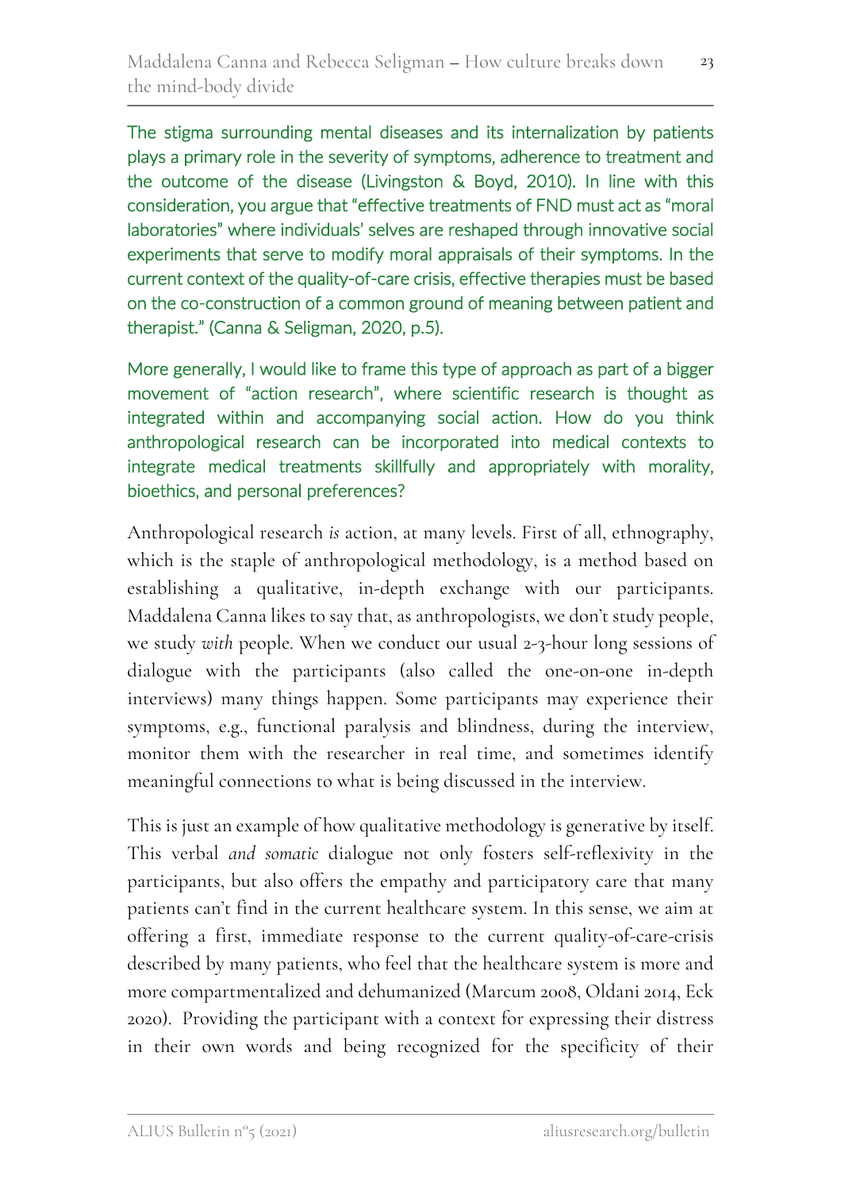The stigma surrounding mental diseases and its internalization by patients plays a primary role in the severity of symptoms, adherence to treatment and the outcome of the disease (Livingston & Boyd, 2010). In line with this consideration, you argue that "effective treatments of FND must act as "moral laboratories" where individuals' selves are reshaped through innovative social experiments that serve to modify moral appraisals of their symptoms. In the current context of the quality-of-care crisis, effective therapies must be based on the co-construction of a common ground of meaning between patient and therapist." (Canna & Seligman, 2020, p.5).

More generally, I would like to frame this type of approach as part of a bigger movement of "action research", where scientific research is thought as integrated within and accompanying social action. How do you think anthropological research can be incorporated into medical contexts to integrate medical treatments skillfully and appropriately with morality, bioethics, and personal preferences?

Anthropological research *is* action, at many levels. First of all, ethnography, which is the staple of anthropological methodology, is a method based on establishing a qualitative, in-depth exchange with our participants. Maddalena Canna likes to say that, as anthropologists, we don't study people, we study *with* people. When we conduct our usual 2-3-hour long sessions of dialogue with the participants (also called the one-on-one in-depth interviews) many things happen. Some participants may experience their symptoms, e.g., functional paralysis and blindness, during the interview, monitor them with the researcher in real time, and sometimes identify meaningful connections to what is being discussed in the interview.

This is just an example of how qualitative methodology is generative by itself. This verbal *and somatic* dialogue not only fosters self-reflexivity in the participants, but also offers the empathy and participatory care that many patients can't find in the current healthcare system. In this sense, we aim at offering a first, immediate response to the current quality-of-care-crisis described by many patients, who feel that the healthcare system is more and more compartmentalized and dehumanized (Marcum 2008, Oldani 2014, Eck 2020). Providing the participant with a context for expressing their distress in their own words and being recognized for the specificity of their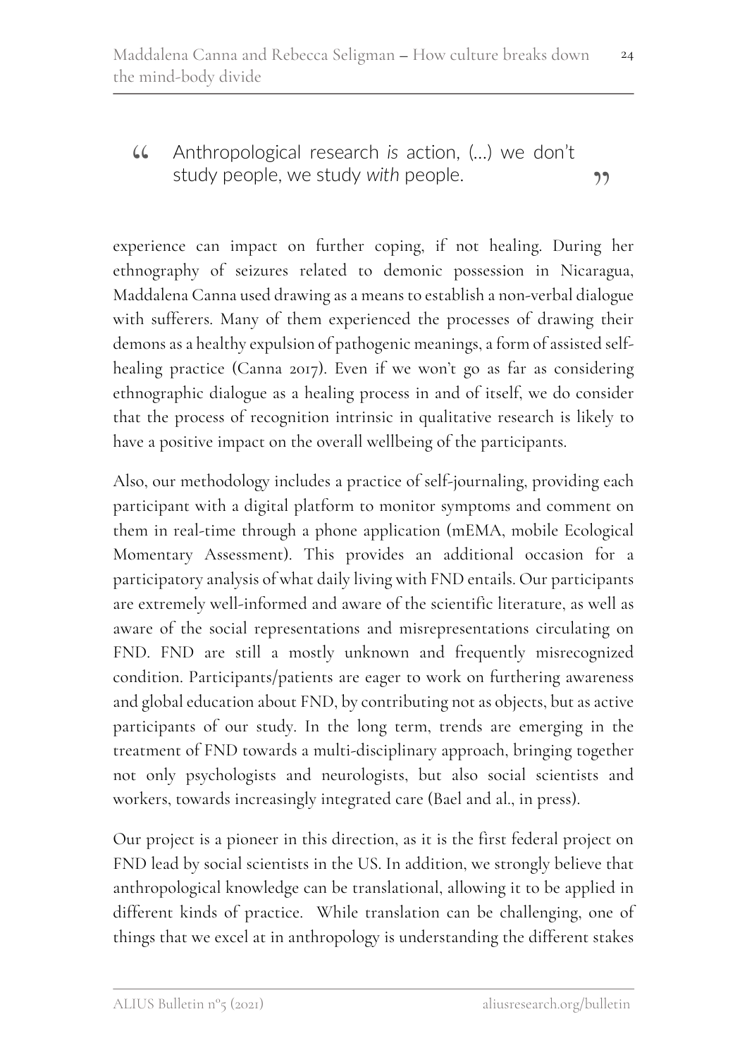> Anthropological research *is* action, (…) we don't study people, we study *with* people.

experience can impact on further coping, if not healing. During her ethnography of seizures related to demonic possession in Nicaragua, Maddalena Canna used drawing as a means to establish a non-verbal dialogue with sufferers. Many of them experienced the processes of drawing their demons as a healthy expulsion of pathogenic meanings, a form of assisted self-healing practice (Canna 2017). Even if we won't go as far as considering ethnographic dialogue as a healing process in and of itself, we do consider that the process of recognition intrinsic in qualitative research is likely to have a positive impact on the overall wellbeing of the participants.

Also, our methodology includes a practice of self-journaling, providing each participant with a digital platform to monitor symptoms and comment on them in real-time through a phone application (mEMA, mobile Ecological Momentary Assessment). This provides an additional occasion for a participatory analysis of what daily living with FND entails. Our participants are extremely well-informed and aware of the scientific literature, as well as aware of the social representations and misrepresentations circulating on FND. FND are still a mostly unknown and frequently misrecognized condition. Participants/patients are eager to work on furthering awareness and global education about FND, by contributing not as objects, but as active participants of our study. In the long term, trends are emerging in the treatment of FND towards a multi-disciplinary approach, bringing together not only psychologists and neurologists, but also social scientists and workers, towards increasingly integrated care (Bael and al., in press).

Our project is a pioneer in this direction, as it is the first federal project on FND lead by social scientists in the US. In addition, we strongly believe that anthropological knowledge can be translational, allowing it to be applied in different kinds of practice. While translation can be challenging, one of things that we excel at in anthropology is understanding the different stakes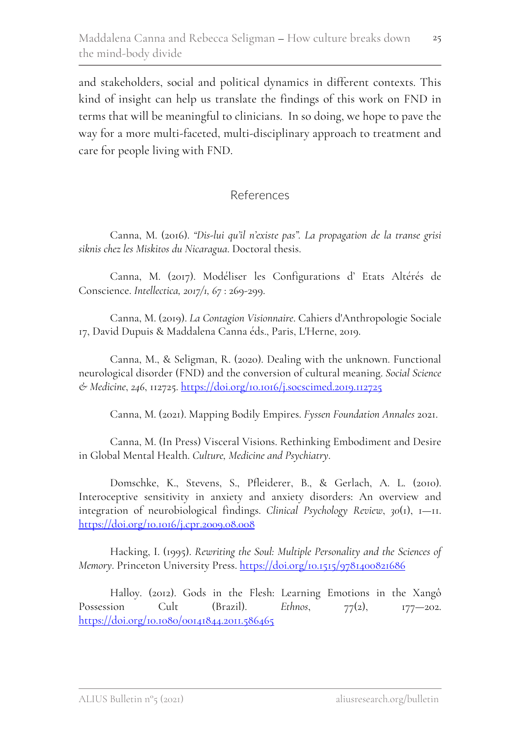and stakeholders, social and political dynamics in different contexts. This kind of insight can help us translate the findings of this work on FND in terms that will be meaningful to clinicians.  In so doing, we hope to pave the way for a more multi-faceted, multi-disciplinary approach to treatment and care for people living with FND.

## References

Canna, M. (2016). *"Dis-lui qu'il n'existe pas". La propagation de la transe grisi siknis chez les Miskitos du Nicaragua*. Doctoral thesis.

Canna, M. (2017). Modéliser les Configurations d' Etats Altérés de Conscience. *Intellectica, 2017/1, 67* : 269-299.

Canna, M. (2019). *La Contagion Visionnaire*. Cahiers d'Anthropologie Sociale 17, David Dupuis & Maddalena Canna éds., Paris, L'Herne, 2019.

Canna, M., & Seligman, R. (2020). Dealing with the unknown. Functional neurological disorder (FND) and the conversion of cultural meaning. *Social Science & Medicine*, *246*, 112725. https://doi.org/10.1016/j.socscimed.2019.112725

Canna, M. (2021). Mapping Bodily Empires. *Fyssen Foundation Annales* 2021.

Canna, M. (In Press) Visceral Visions. Rethinking Embodiment and Desire in Global Mental Health. *Culture, Medicine and Psychiatry*.

Domschke, K., Stevens, S., Pfleiderer, B., & Gerlach, A. L. (2010). Interoceptive sensitivity in anxiety and anxiety disorders: An overview and integration of neurobiological findings. *Clinical Psychology Review*, *30*(1), 1—11. https://doi.org/10.1016/j.cpr.2009.08.008

Hacking, I. (1995). *Rewriting the Soul: Multiple Personality and the Sciences of Memory*. Princeton University Press. https://doi.org/10.1515/9781400821686

Halloy. (2012). Gods in the Flesh: Learning Emotions in the Xangô Possession Cult (Brazil). *Ethnos*, 77(2), 177—202. https://doi.org/10.1080/00141844.2011.586465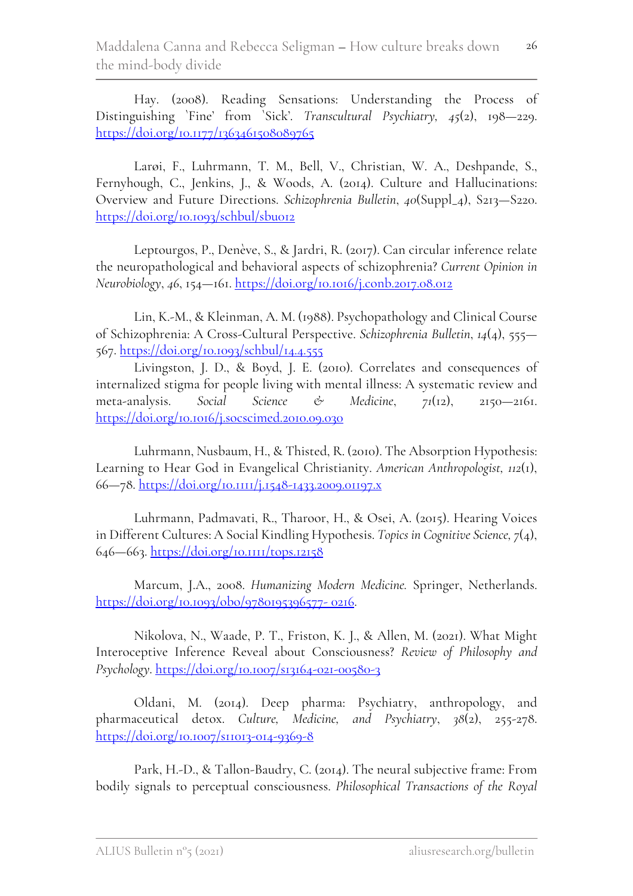Hay. (2008). Reading Sensations: Understanding the Process of Distinguishing `Fine' from `Sick'. *Transcultural Psychiatry, 45*(2), 198—229. https://doi.org/10.1177/1363461508089765

Larøi, F., Luhrmann, T. M., Bell, V., Christian, W. A., Deshpande, S., Fernyhough, C., Jenkins, J., & Woods, A. (2014). Culture and Hallucinations: Overview and Future Directions. *Schizophrenia Bulletin*, *40*(Suppl_4), S213—S220. https://doi.org/10.1093/schbul/sbu012

Leptourgos, P., Denève, S., & Jardri, R. (2017). Can circular inference relate the neuropathological and behavioral aspects of schizophrenia? *Current Opinion in Neurobiology*, *46*, 154—161. https://doi.org/10.1016/j.conb.2017.08.012

Lin, K.-M., & Kleinman, A. M. (1988). Psychopathology and Clinical Course of Schizophrenia: A Cross-Cultural Perspective. *Schizophrenia Bulletin*, *14*(4), 555—567. https://doi.org/10.1093/schbul/14.4.555

Livingston, J. D., & Boyd, J. E. (2010). Correlates and consequences of internalized stigma for people living with mental illness: A systematic review and meta-analysis. *Social Science & Medicine*, *71*(12), 2150—2161. https://doi.org/10.1016/j.socscimed.2010.09.030

Luhrmann, Nusbaum, H., & Thisted, R. (2010). The Absorption Hypothesis: Learning to Hear God in Evangelical Christianity. *American Anthropologist, 112*(1), 66—78. https://doi.org/10.1111/j.1548-1433.2009.01197.x

Luhrmann, Padmavati, R., Tharoor, H., & Osei, A. (2015). Hearing Voices in Different Cultures: A Social Kindling Hypothesis. *Topics in Cognitive Science, 7*(4), 646—663. https://doi.org/10.1111/tops.12158

Marcum, J.A., 2008. *Humanizing Modern Medicine.* Springer, Netherlands. https://doi.org/10.1093/obo/9780195396577- 0216.

Nikolova, N., Waade, P. T., Friston, K. J., & Allen, M. (2021). What Might Interoceptive Inference Reveal about Consciousness? *Review of Philosophy and Psychology*. https://doi.org/10.1007/s13164-021-00580-3

Oldani, M. (2014). Deep pharma: Psychiatry, anthropology, and pharmaceutical detox. *Culture, Medicine, and Psychiatry*, *38*(2), 255-278. https://doi.org/10.1007/s11013-014-9369-8

Park, H.-D., & Tallon-Baudry, C. (2014). The neural subjective frame: From bodily signals to perceptual consciousness. *Philosophical Transactions of the Royal*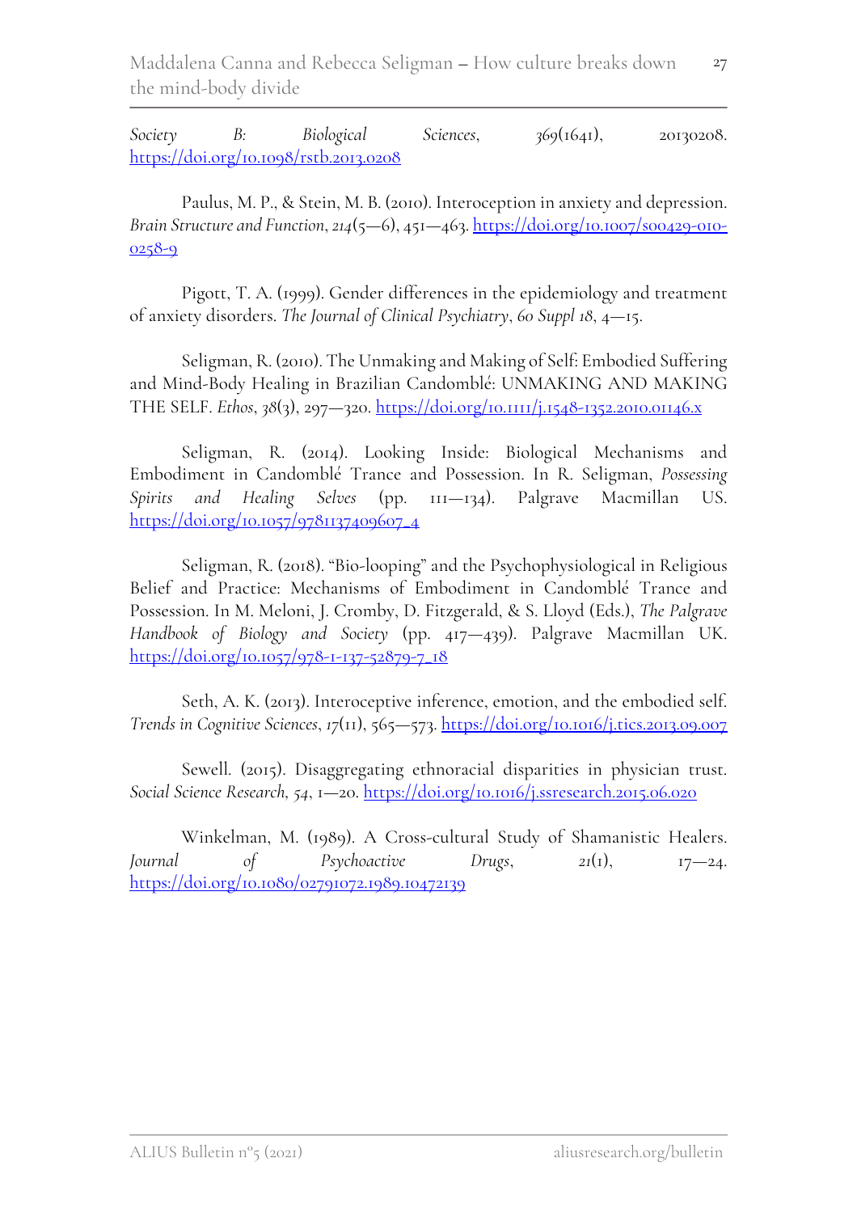*Society B: Biological Sciences*, *369*(1641), 20130208. https://doi.org/10.1098/rstb.2013.0208

Paulus, M. P., & Stein, M. B. (2010). Interoception in anxiety and depression. *Brain Structure and Function*, *214*(5—6), 451—463. https://doi.org/10.1007/s00429-010-0258-9

Pigott, T. A. (1999). Gender differences in the epidemiology and treatment of anxiety disorders. *The Journal of Clinical Psychiatry*, *60 Suppl 18*, 4—15.

Seligman, R. (2010). The Unmaking and Making of Self: Embodied Suffering and Mind-Body Healing in Brazilian Candomblé: UNMAKING AND MAKING THE SELF. *Ethos*, *38*(3), 297—320. https://doi.org/10.1111/j.1548-1352.2010.01146.x

Seligman, R. (2014). Looking Inside: Biological Mechanisms and Embodiment in Candomblé Trance and Possession. In R. Seligman, *Possessing Spirits and Healing Selves* (pp. 111—134). Palgrave Macmillan US. https://doi.org/10.1057/9781137409607_4

Seligman, R. (2018). "Bio-looping" and the Psychophysiological in Religious Belief and Practice: Mechanisms of Embodiment in Candomblé Trance and Possession. In M. Meloni, J. Cromby, D. Fitzgerald, & S. Lloyd (Eds.), *The Palgrave Handbook of Biology and Society* (pp. 417—439). Palgrave Macmillan UK. https://doi.org/10.1057/978-1-137-52879-7_18

Seth, A. K. (2013). Interoceptive inference, emotion, and the embodied self. *Trends in Cognitive Sciences*, *17*(11), 565—573. https://doi.org/10.1016/j.tics.2013.09.007

Sewell. (2015). Disaggregating ethnoracial disparities in physician trust. *Social Science Research*, *54*, 1—20. https://doi.org/10.1016/j.ssresearch.2015.06.020

Winkelman, M. (1989). A Cross-cultural Study of Shamanistic Healers. *Journal of Psychoactive Drugs*, *21*(1), 17—24. https://doi.org/10.1080/02791072.1989.10472139